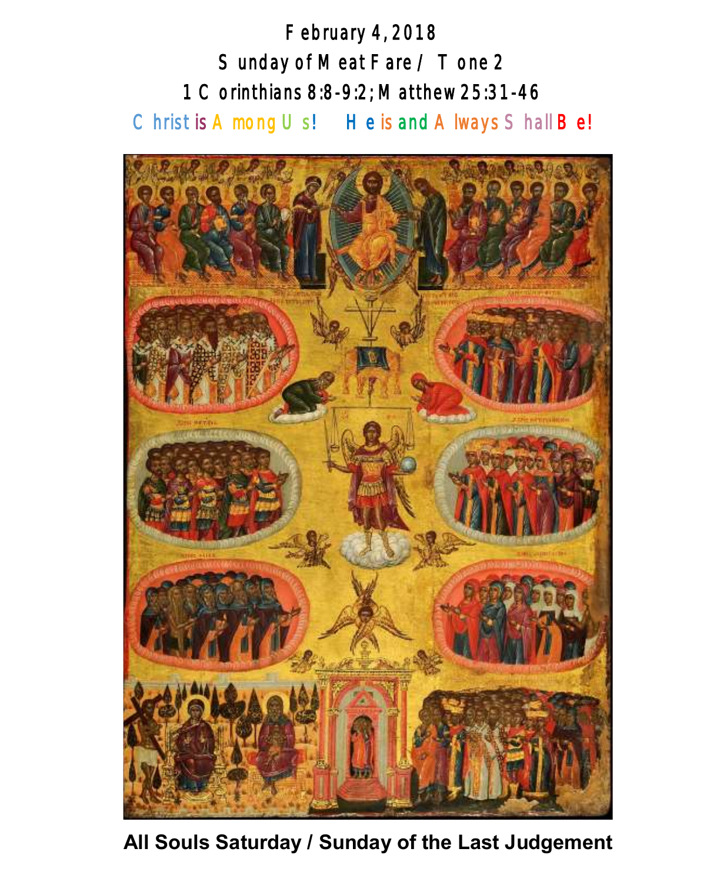February 4, 2018

Sunday of Meat Fare / Tone 2

1 Corinthians 8:8-9:2; Matthew 25:31-46

Christ is Among Us! He is and Always Shall Be!

**All Souls Saturday / Sunday of the Last Judgement**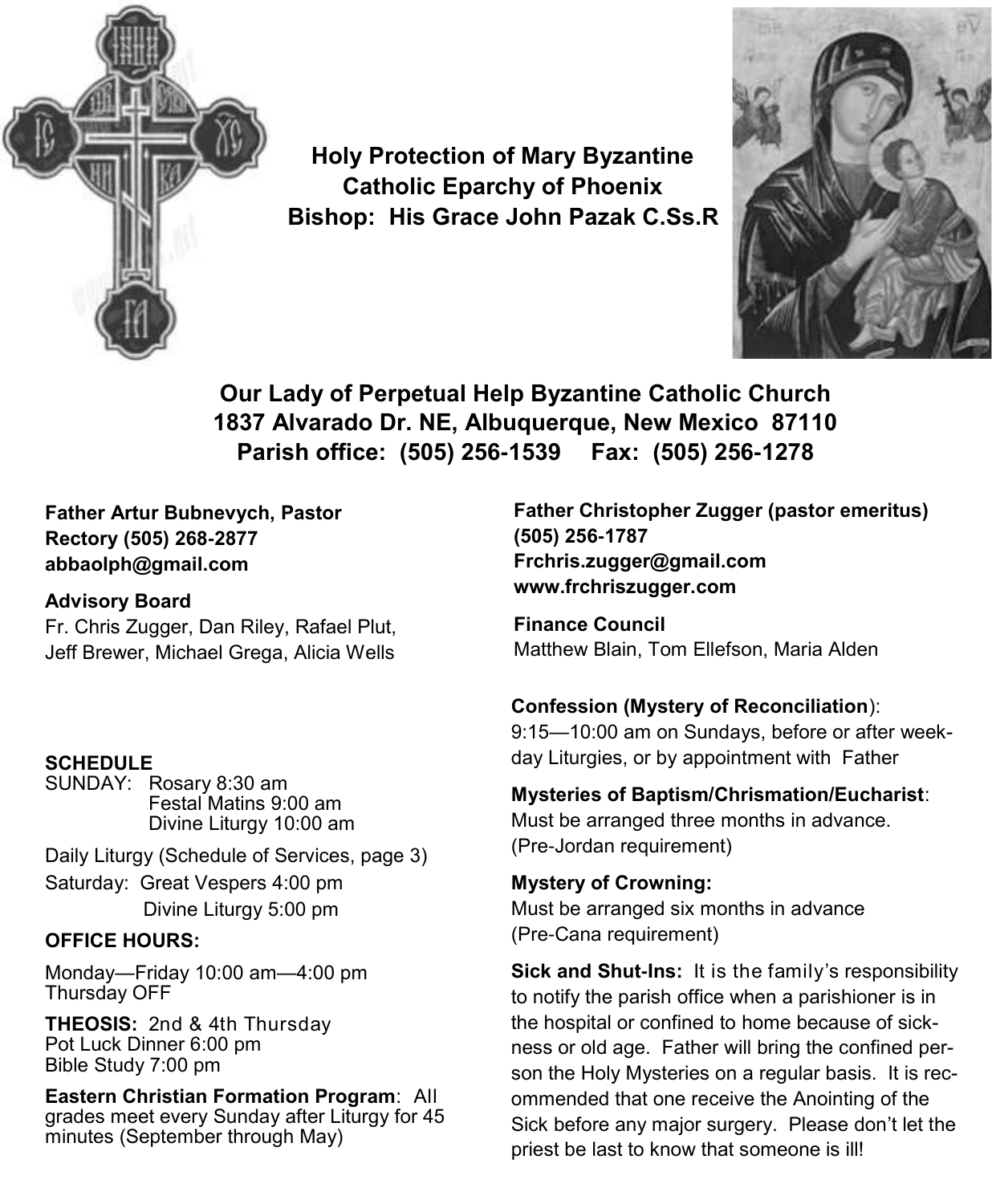**Holy Protection of Mary Byzantine Catholic Eparchy of Phoenix**
**Bishop: His Grace John Pazak C.Ss.R**

**Our Lady of Perpetual Help Byzantine Catholic Church**
**1837 Alvarado Dr. NE, Albuquerque, New Mexico 87110**
**Parish office: (505) 256-1539 Fax: (505) 256-1278**

**Father Artur Bubnevych, Pastor**
**Rectory (505) 268-2877**
**abbaolph@gmail.com**

**Advisory Board**
Fr. Chris Zugger, Dan Riley, Rafael Plut, Jeff Brewer, Michael Grega, Alicia Wells

**SCHEDULE**
SUNDAY: Rosary 8:30 am
Festal Matins 9:00 am
Divine Liturgy 10:00 am

Daily Liturgy (Schedule of Services, page 3)

Saturday: Great Vespers 4:00 pm
Divine Liturgy 5:00 pm

**OFFICE HOURS:**

Monday—Friday 10:00 am—4:00 pm
Thursday OFF

**THEOSIS:** 2nd & 4th Thursday
Pot Luck Dinner 6:00 pm
Bible Study 7:00 pm

**Eastern Christian Formation Program**: All grades meet every Sunday after Liturgy for 45 minutes (September through May)

**Father Christopher Zugger (pastor emeritus)**
**(505) 256-1787**
**Frchris.zugger@gmail.com**
**www.frchriszugger.com**

**Finance Council**
Matthew Blain, Tom Ellefson, Maria Alden

**Confession (Mystery of Reconciliation)**:
9:15—10:00 am on Sundays, before or after weekday Liturgies, or by appointment with Father

**Mysteries of Baptism/Chrismation/Eucharist**:
Must be arranged three months in advance. (Pre-Jordan requirement)

**Mystery of Crowning:**
Must be arranged six months in advance (Pre-Cana requirement)

**Sick and Shut-Ins:** It is the family's responsibility to notify the parish office when a parishioner is in the hospital or confined to home because of sickness or old age. Father will bring the confined person the Holy Mysteries on a regular basis. It is recommended that one receive the Anointing of the Sick before any major surgery. Please don't let the priest be last to know that someone is ill!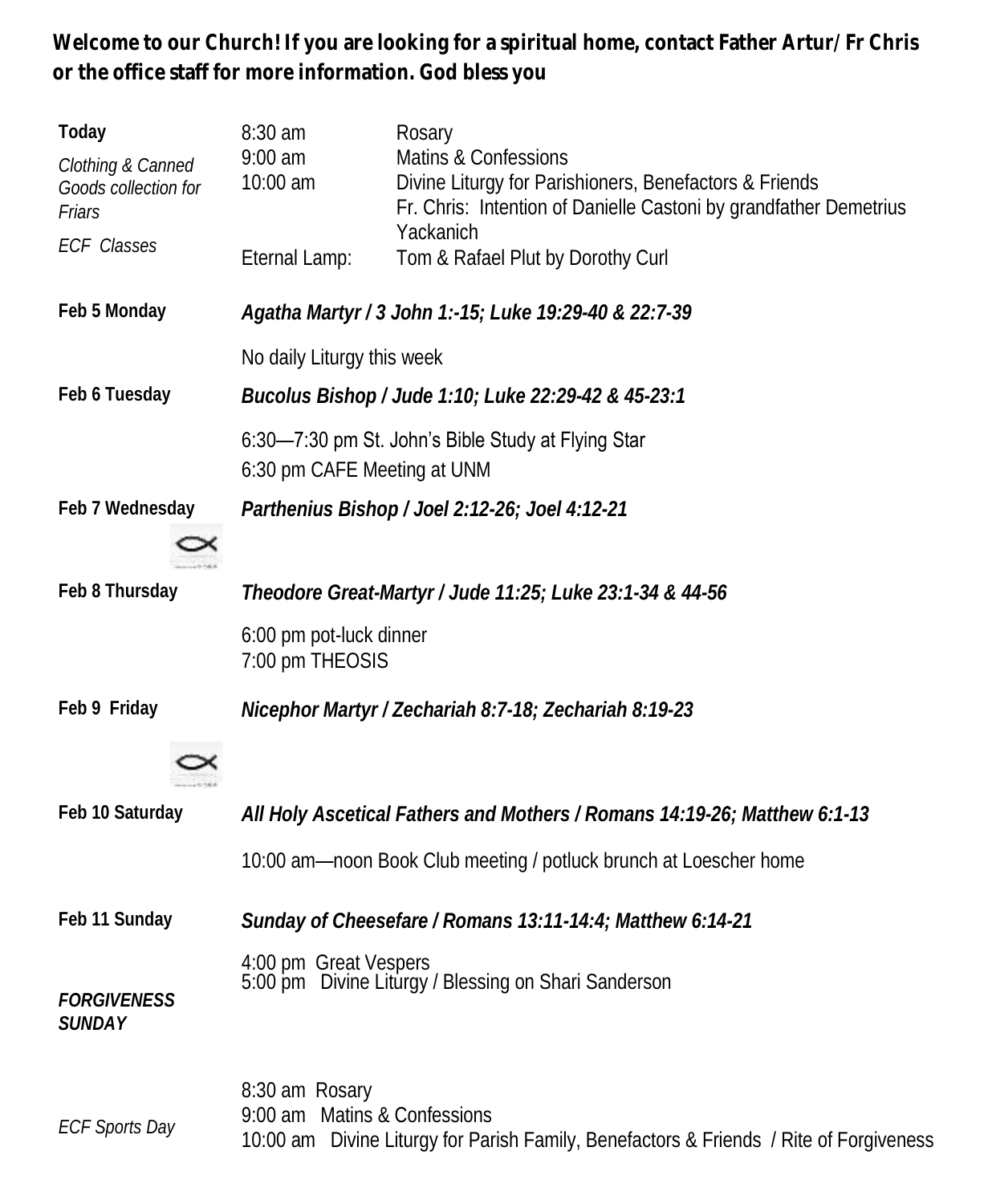**Welcome to our Church! If you are looking for a spiritual home, contact Father Artur/ Fr Chris or the office staff for more information. God bless you**

| | | |
|---|---|---|
| **Today** | 8:30 am | Rosary |
| *Clothing & Canned Goods collection for Friars* | 9:00 am | Matins & Confessions |
| *ECF Classes* | 10:00 am | Divine Liturgy for Parishioners, Benefactors & Friends<br>Fr. Chris: Intention of Danielle Castoni by grandfather Demetrius Yackanich |
| | Eternal Lamp: | Tom & Rafael Plut by Dorothy Curl |

**Feb 5 Monday** — ***Agatha Martyr / 3 John 1:-15; Luke 19:29-40 & 22:7-39***

No daily Liturgy this week

**Feb 6 Tuesday** — ***Bucolus Bishop / Jude 1:10; Luke 22:29-42 & 45-23:1***

6:30—7:30 pm St. John's Bible Study at Flying Star
6:30 pm CAFE Meeting at UNM

**Feb 7 Wednesday** — ***Parthenius Bishop / Joel 2:12-26; Joel 4:12-21***

**Feb 8 Thursday** — ***Theodore Great-Martyr / Jude 11:25; Luke 23:1-34 & 44-56***

6:00 pm pot-luck dinner
7:00 pm THEOSIS

**Feb 9 Friday** — ***Nicephor Martyr / Zechariah 8:7-18; Zechariah 8:19-23***

**Feb 10 Saturday** — ***All Holy Ascetical Fathers and Mothers / Romans 14:19-26; Matthew 6:1-13***

10:00 am—noon Book Club meeting / potluck brunch at Loescher home

**Feb 11 Sunday** — ***Sunday of Cheesefare / Romans 13:11-14:4; Matthew 6:14-21***

***FORGIVENESS SUNDAY***

4:00 pm Great Vespers
5:00 pm Divine Liturgy / Blessing on Shari Sanderson

*ECF Sports Day*

8:30 am Rosary
9:00 am Matins & Confessions
10:00 am Divine Liturgy for Parish Family, Benefactors & Friends / Rite of Forgiveness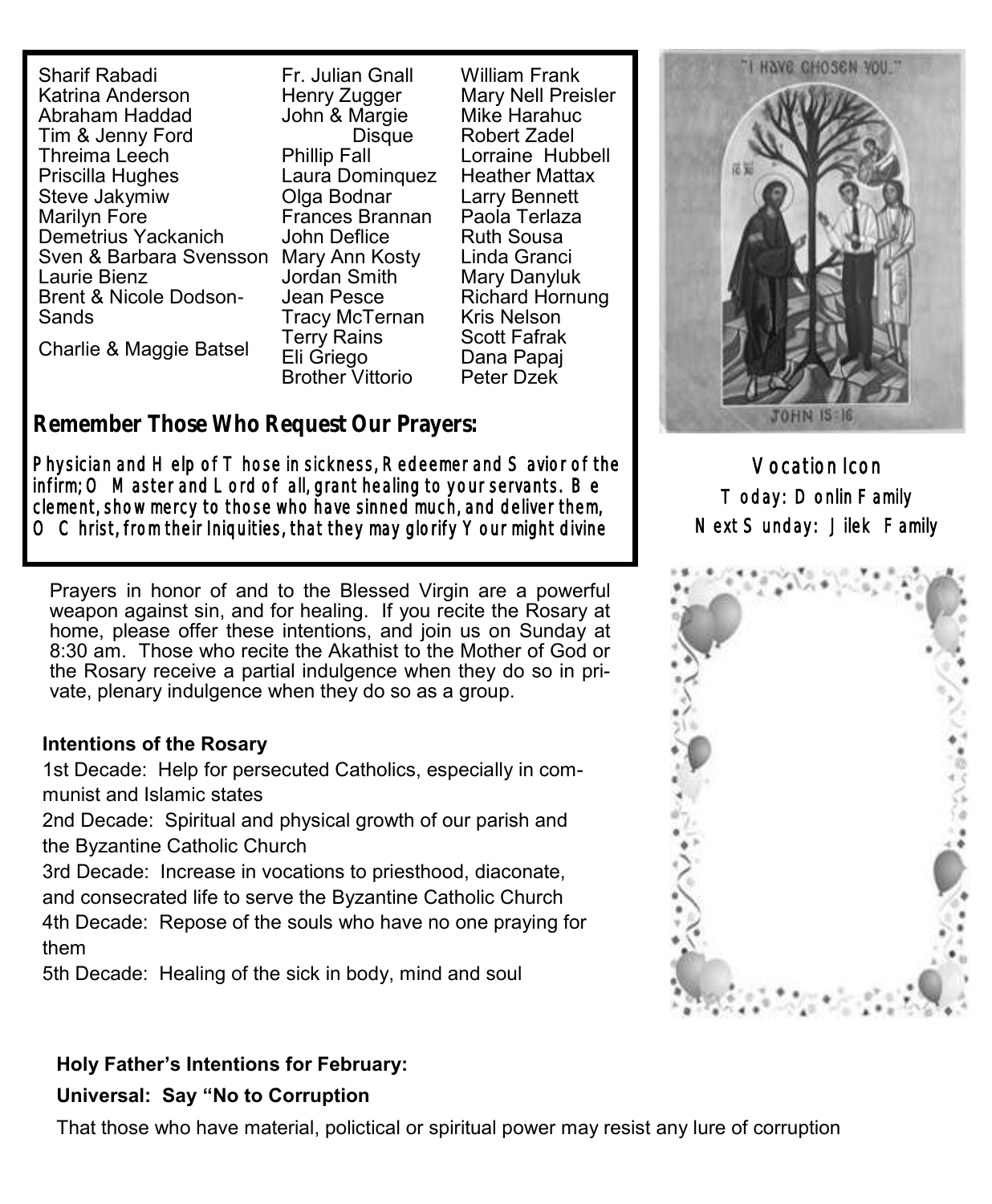Sharif Rabadi
Katrina Anderson
Abraham Haddad
Tim & Jenny Ford
Threima Leech
Priscilla Hughes
Steve Jakymiw
Marilyn Fore
Demetrius Yackanich
Sven & Barbara Svensson
Laurie Bienz
Brent & Nicole Dodson-Sands
Charlie & Maggie Batsel

Fr. Julian Gnall
Henry Zugger
John & Margie Disque
Phillip Fall
Laura Dominquez
Olga Bodnar
Frances Brannan
John Deflice
Mary Ann Kosty
Jordan Smith
Jean Pesce
Tracy McTernan
Terry Rains
Eli Griego
Brother Vittorio

William Frank
Mary Nell Preisler
Mike Harahuc
Robert Zadel
Lorraine Hubbell
Heather Mattax
Larry Bennett
Paola Terlaza
Ruth Sousa
Linda Granci
Mary Danyluk
Richard Hornung
Kris Nelson
Scott Fafrak
Dana Papaj
Peter Dzek

## Remember Those Who Request Our Prayers:

**Physician and Help of Those in sickness, Redeemer and Savior of the infirm; O Master and Lord of all, grant healing to your servants. Be clement, show mercy to those who have sinned much, and deliver them, O Christ, from their Iniquities, that they may glorify Your might divine**

"I HAVE CHOSEN YOU."

JOHN 15:16

**Vocation Icon**
**Today: Donlin Family**
**Next Sunday: Jilek Family**

Prayers in honor of and to the Blessed Virgin are a powerful weapon against sin, and for healing. If you recite the Rosary at home, please offer these intentions, and join us on Sunday at 8:30 am. Those who recite the Akathist to the Mother of God or the Rosary receive a partial indulgence when they do so in private, plenary indulgence when they do so as a group.

**Intentions of the Rosary**

1st Decade: Help for persecuted Catholics, especially in communist and Islamic states
2nd Decade: Spiritual and physical growth of our parish and the Byzantine Catholic Church
3rd Decade: Increase in vocations to priesthood, diaconate, and consecrated life to serve the Byzantine Catholic Church
4th Decade: Repose of the souls who have no one praying for them
5th Decade: Healing of the sick in body, mind and soul

**Holy Father's Intentions for February:**

**Universal: Say "No to Corruption**

That those who have material, polictical or spiritual power may resist any lure of corruption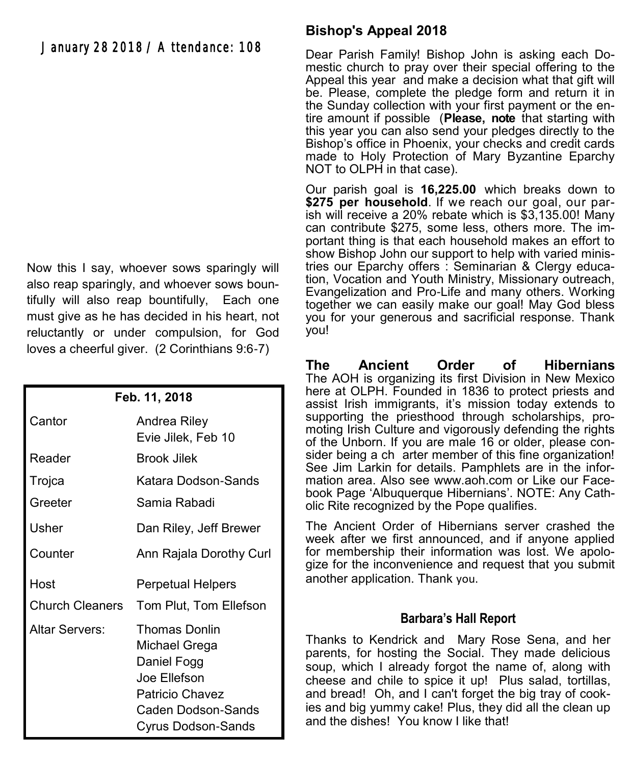January 28 2018 / Attendance: 108

Now this I say, whoever sows sparingly will also reap sparingly, and whoever sows bountifully will also reap bountifully, Each one must give as he has decided in his heart, not reluctantly or under compulsion, for God loves a cheerful giver. (2 Corinthians 9:6-7)

| Feb. 11, 2018 | |
|---|---|
| Cantor | Andrea Riley<br>Evie Jilek, Feb 10 |
| Reader | Brook Jilek |
| Trojca | Katara Dodson-Sands |
| Greeter | Samia Rabadi |
| Usher | Dan Riley, Jeff Brewer |
| Counter | Ann Rajala Dorothy Curl |
| Host | Perpetual Helpers |
| Church Cleaners | Tom Plut, Tom Ellefson |
| Altar Servers: | Thomas Donlin<br>Michael Grega<br>Daniel Fogg<br>Joe Ellefson<br>Patricio Chavez<br>Caden Dodson-Sands<br>Cyrus Dodson-Sands |

## Bishop's Appeal 2018

Dear Parish Family! Bishop John is asking each Domestic church to pray over their special offering to the Appeal this year and make a decision what that gift will be. Please, complete the pledge form and return it in the Sunday collection with your first payment or the entire amount if possible (**Please, note** that starting with this year you can also send your pledges directly to the Bishop's office in Phoenix, your checks and credit cards made to Holy Protection of Mary Byzantine Eparchy NOT to OLPH in that case).

Our parish goal is **16,225.00** which breaks down to **$275 per household**. If we reach our goal, our parish will receive a 20% rebate which is $3,135.00! Many can contribute $275, some less, others more. The important thing is that each household makes an effort to show Bishop John our support to help with varied ministries our Eparchy offers : Seminarian & Clergy education, Vocation and Youth Ministry, Missionary outreach, Evangelization and Pro-Life and many others. Working together we can easily make our goal! May God bless you for your generous and sacrificial response. Thank you!

## The Ancient Order of Hibernians

The AOH is organizing its first Division in New Mexico here at OLPH. Founded in 1836 to protect priests and assist Irish immigrants, it's mission today extends to supporting the priesthood through scholarships, promoting Irish Culture and vigorously defending the rights of the Unborn. If you are male 16 or older, please consider being a ch arter member of this fine organization! See Jim Larkin for details. Pamphlets are in the information area. Also see www.aoh.com or Like our Facebook Page 'Albuquerque Hibernians'. NOTE: Any Catholic Rite recognized by the Pope qualifies.

The Ancient Order of Hibernians server crashed the week after we first announced, and if anyone applied for membership their information was lost. We apologize for the inconvenience and request that you submit another application. Thank you.

### Barbara's Hall Report

Thanks to Kendrick and Mary Rose Sena, and her parents, for hosting the Social. They made delicious soup, which I already forgot the name of, along with cheese and chile to spice it up! Plus salad, tortillas, and bread! Oh, and I can't forget the big tray of cookies and big yummy cake! Plus, they did all the clean up and the dishes! You know I like that!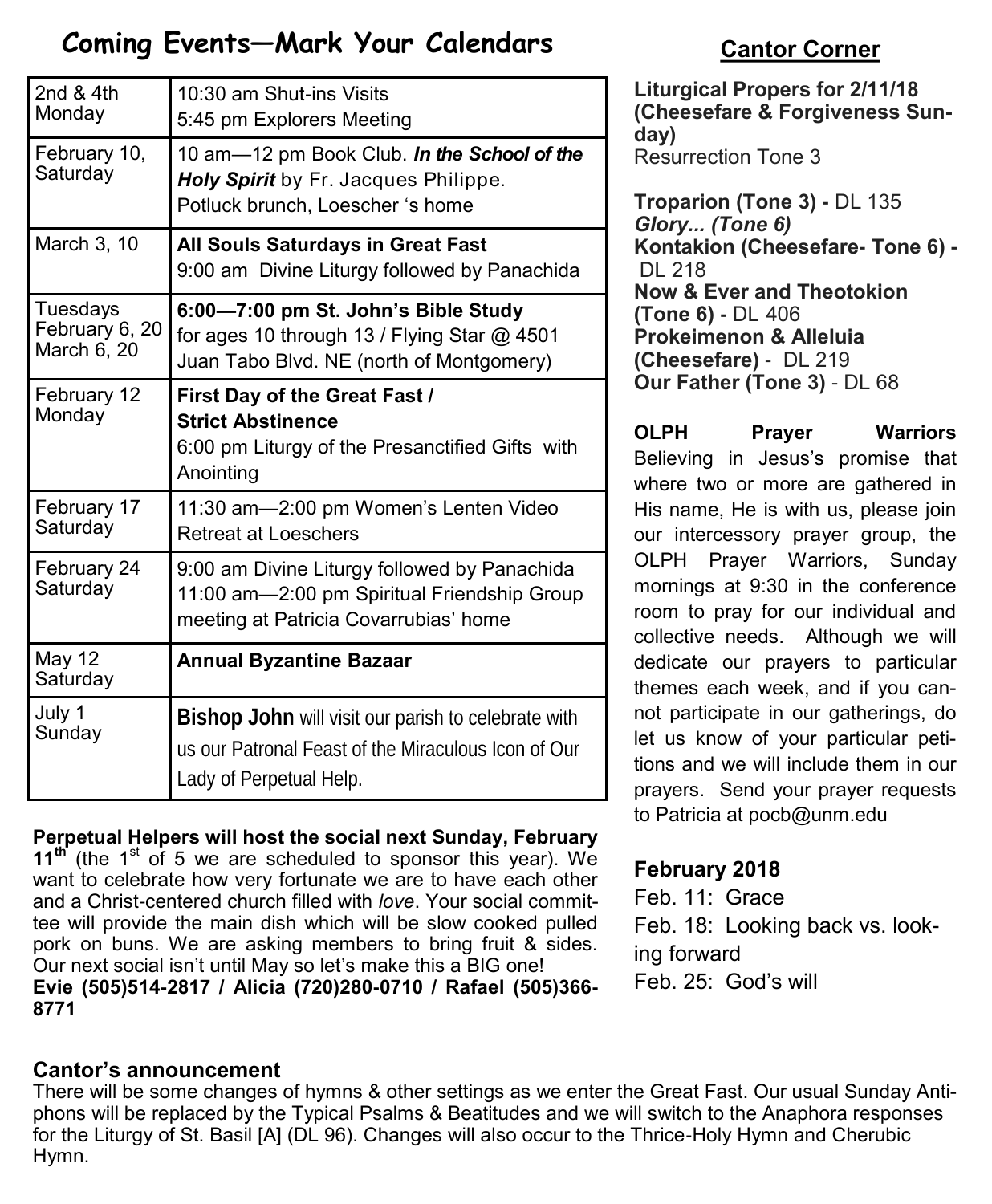## Coming Events—Mark Your Calendars

| | |
|---|---|
| 2nd & 4th Monday | 10:30 am Shut-ins Visits<br>5:45 pm Explorers Meeting |
| February 10, Saturday | 10 am—12 pm Book Club. ***In the School of the Holy Spirit*** by Fr. Jacques Philippe.<br>Potluck brunch, Loescher 's home |
| March 3, 10 | **All Souls Saturdays in Great Fast**<br>9:00 am Divine Liturgy followed by Panachida |
| Tuesdays February 6, 20 March 6, 20 | **6:00—7:00 pm St. John's Bible Study**<br>for ages 10 through 13 / Flying Star @ 4501 Juan Tabo Blvd. NE (north of Montgomery) |
| February 12 Monday | **First Day of the Great Fast / Strict Abstinence**<br>6:00 pm Liturgy of the Presanctified Gifts with Anointing |
| February 17 Saturday | 11:30 am—2:00 pm Women's Lenten Video Retreat at Loeschers |
| February 24 Saturday | 9:00 am Divine Liturgy followed by Panachida<br>11:00 am—2:00 pm Spiritual Friendship Group meeting at Patricia Covarrubias' home |
| May 12 Saturday | **Annual Byzantine Bazaar** |
| July 1 Sunday | **Bishop John** will visit our parish to celebrate with us our Patronal Feast of the Miraculous Icon of Our Lady of Perpetual Help. |

**Perpetual Helpers will host the social next Sunday, February 11th** (the 1st of 5 we are scheduled to sponsor this year). We want to celebrate how very fortunate we are to have each other and a Christ-centered church filled with *love*. Your social committee will provide the main dish which will be slow cooked pulled pork on buns. We are asking members to bring fruit & sides. Our next social isn't until May so let's make this a BIG one!
**Evie (505)514-2817 / Alicia (720)280-0710 / Rafael (505)366-8771**

## Cantor Corner

**Liturgical Propers for 2/11/18 (Cheesefare & Forgiveness Sunday)**
Resurrection Tone 3

**Troparion (Tone 3) -** DL 135
***Glory... (Tone 6)***
**Kontakion (Cheesefare- Tone 6) -** DL 218
**Now & Ever and Theotokion (Tone 6) -** DL 406
**Prokeimenon & Alleluia (Cheesefare)** - DL 219
**Our Father (Tone 3)** - DL 68

**OLPH Prayer Warriors**
Believing in Jesus's promise that where two or more are gathered in His name, He is with us, please join our intercessory prayer group, the OLPH Prayer Warriors, Sunday mornings at 9:30 in the conference room to pray for our individual and collective needs. Although we will dedicate our prayers to particular themes each week, and if you cannot participate in our gatherings, do let us know of your particular petitions and we will include them in our prayers. Send your prayer requests to Patricia at pocb@unm.edu

### February 2018

Feb. 11: Grace
Feb. 18: Looking back vs. looking forward
Feb. 25: God's will

### Cantor's announcement

There will be some changes of hymns & other settings as we enter the Great Fast. Our usual Sunday Antiphons will be replaced by the Typical Psalms & Beatitudes and we will switch to the Anaphora responses for the Liturgy of St. Basil [A] (DL 96). Changes will also occur to the Thrice-Holy Hymn and Cherubic Hymn.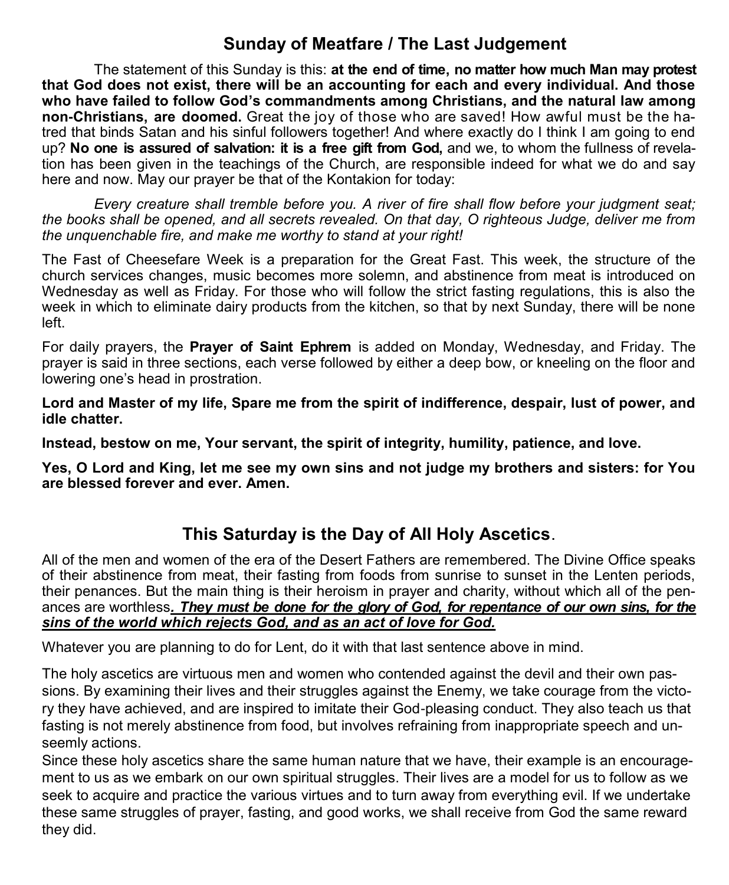## Sunday of Meatfare / The Last Judgement

The statement of this Sunday is this: **at the end of time, no matter how much Man may protest that God does not exist, there will be an accounting for each and every individual. And those who have failed to follow God's commandments among Christians, and the natural law among non-Christians, are doomed.** Great the joy of those who are saved! How awful must be the hatred that binds Satan and his sinful followers together! And where exactly do I think I am going to end up? **No one is assured of salvation: it is a free gift from God,** and we, to whom the fullness of revelation has been given in the teachings of the Church, are responsible indeed for what we do and say here and now. May our prayer be that of the Kontakion for today:

*Every creature shall tremble before you. A river of fire shall flow before your judgment seat; the books shall be opened, and all secrets revealed. On that day, O righteous Judge, deliver me from the unquenchable fire, and make me worthy to stand at your right!*

The Fast of Cheesefare Week is a preparation for the Great Fast. This week, the structure of the church services changes, music becomes more solemn, and abstinence from meat is introduced on Wednesday as well as Friday. For those who will follow the strict fasting regulations, this is also the week in which to eliminate dairy products from the kitchen, so that by next Sunday, there will be none left.

For daily prayers, the **Prayer of Saint Ephrem** is added on Monday, Wednesday, and Friday. The prayer is said in three sections, each verse followed by either a deep bow, or kneeling on the floor and lowering one's head in prostration.

**Lord and Master of my life, Spare me from the spirit of indifference, despair, lust of power, and idle chatter.**

**Instead, bestow on me, Your servant, the spirit of integrity, humility, patience, and love.**

**Yes, O Lord and King, let me see my own sins and not judge my brothers and sisters: for You are blessed forever and ever. Amen.**

## This Saturday is the Day of All Holy Ascetics.

All of the men and women of the era of the Desert Fathers are remembered. The Divine Office speaks of their abstinence from meat, their fasting from foods from sunrise to sunset in the Lenten periods, their penances. But the main thing is their heroism in prayer and charity, without which all of the penances are worthless***. They must be done for the glory of God, for repentance of our own sins, for the sins of the world which rejects God, and as an act of love for God.***

Whatever you are planning to do for Lent, do it with that last sentence above in mind.

The holy ascetics are virtuous men and women who contended against the devil and their own passions. By examining their lives and their struggles against the Enemy, we take courage from the victory they have achieved, and are inspired to imitate their God-pleasing conduct. They also teach us that fasting is not merely abstinence from food, but involves refraining from inappropriate speech and unseemly actions.

Since these holy ascetics share the same human nature that we have, their example is an encouragement to us as we embark on our own spiritual struggles. Their lives are a model for us to follow as we seek to acquire and practice the various virtues and to turn away from everything evil. If we undertake these same struggles of prayer, fasting, and good works, we shall receive from God the same reward they did.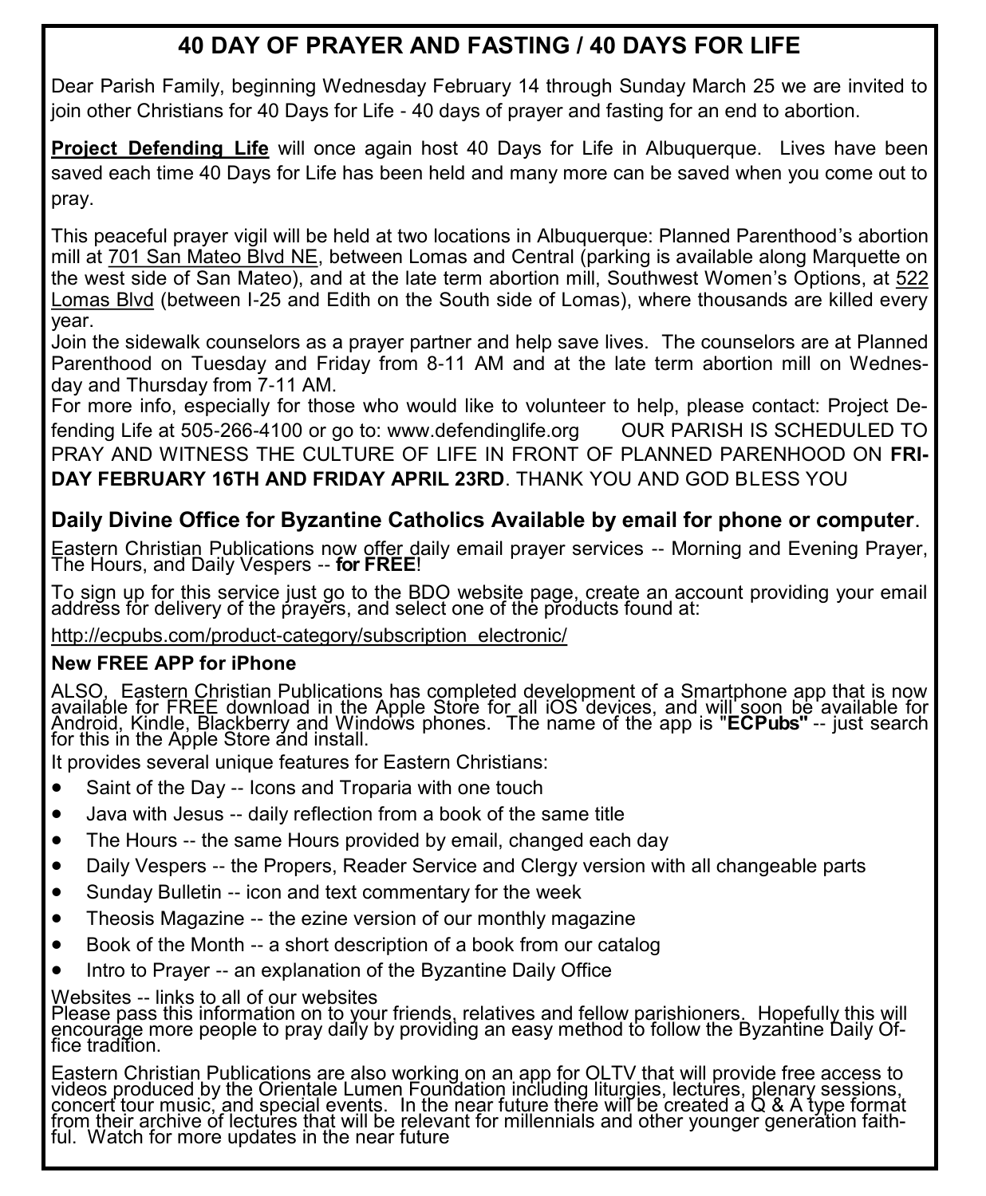## 40 DAY OF PRAYER AND FASTING / 40 DAYS FOR LIFE

Dear Parish Family, beginning Wednesday February 14 through Sunday March 25 we are invited to join other Christians for 40 Days for Life - 40 days of prayer and fasting for an end to abortion.

**Project Defending Life** will once again host 40 Days for Life in Albuquerque. Lives have been saved each time 40 Days for Life has been held and many more can be saved when you come out to pray.

This peaceful prayer vigil will be held at two locations in Albuquerque: Planned Parenthood's abortion mill at 701 San Mateo Blvd NE, between Lomas and Central (parking is available along Marquette on the west side of San Mateo), and at the late term abortion mill, Southwest Women's Options, at 522 Lomas Blvd (between I-25 and Edith on the South side of Lomas), where thousands are killed every year.

Join the sidewalk counselors as a prayer partner and help save lives. The counselors are at Planned Parenthood on Tuesday and Friday from 8-11 AM and at the late term abortion mill on Wednesday and Thursday from 7-11 AM.

For more info, especially for those who would like to volunteer to help, please contact: Project Defending Life at 505-266-4100 or go to: www.defendinglife.org OUR PARISH IS SCHEDULED TO PRAY AND WITNESS THE CULTURE OF LIFE IN FRONT OF PLANNED PARENHOOD ON **FRIDAY FEBRUARY 16TH AND FRIDAY APRIL 23RD**. THANK YOU AND GOD BLESS YOU

### Daily Divine Office for Byzantine Catholics Available by email for phone or computer.

Eastern Christian Publications now offer daily email prayer services -- Morning and Evening Prayer, The Hours, and Daily Vespers -- **for FREE**!

To sign up for this service just go to the BDO website page, create an account providing your email address for delivery of the prayers, and select one of the products found at:

http://ecpubs.com/product-category/subscription_electronic/

**New FREE APP for iPhone**

ALSO, Eastern Christian Publications has completed development of a Smartphone app that is now available for FREE download in the Apple Store for all iOS devices, and will soon be available for Android, Kindle, Blackberry and Windows phones. The name of the app is **"ECPubs"** -- just search for this in the Apple Store and install.

It provides several unique features for Eastern Christians:

- Saint of the Day -- Icons and Troparia with one touch
- Java with Jesus -- daily reflection from a book of the same title
- The Hours -- the same Hours provided by email, changed each day
- Daily Vespers -- the Propers, Reader Service and Clergy version with all changeable parts
- Sunday Bulletin -- icon and text commentary for the week
- Theosis Magazine -- the ezine version of our monthly magazine
- Book of the Month -- a short description of a book from our catalog
- Intro to Prayer -- an explanation of the Byzantine Daily Office

Websites -- links to all of our websites

Please pass this information on to your friends, relatives and fellow parishioners. Hopefully this will encourage more people to pray daily by providing an easy method to follow the Byzantine Daily Office tradition.

Eastern Christian Publications are also working on an app for OLTV that will provide free access to videos produced by the Orientale Lumen Foundation including liturgies, lectures, plenary sessions, concert tour music, and special events. In the near future there will be created a Q & A type format from their archive of lectures that will be relevant for millennials and other younger generation faithful. Watch for more updates in the near future